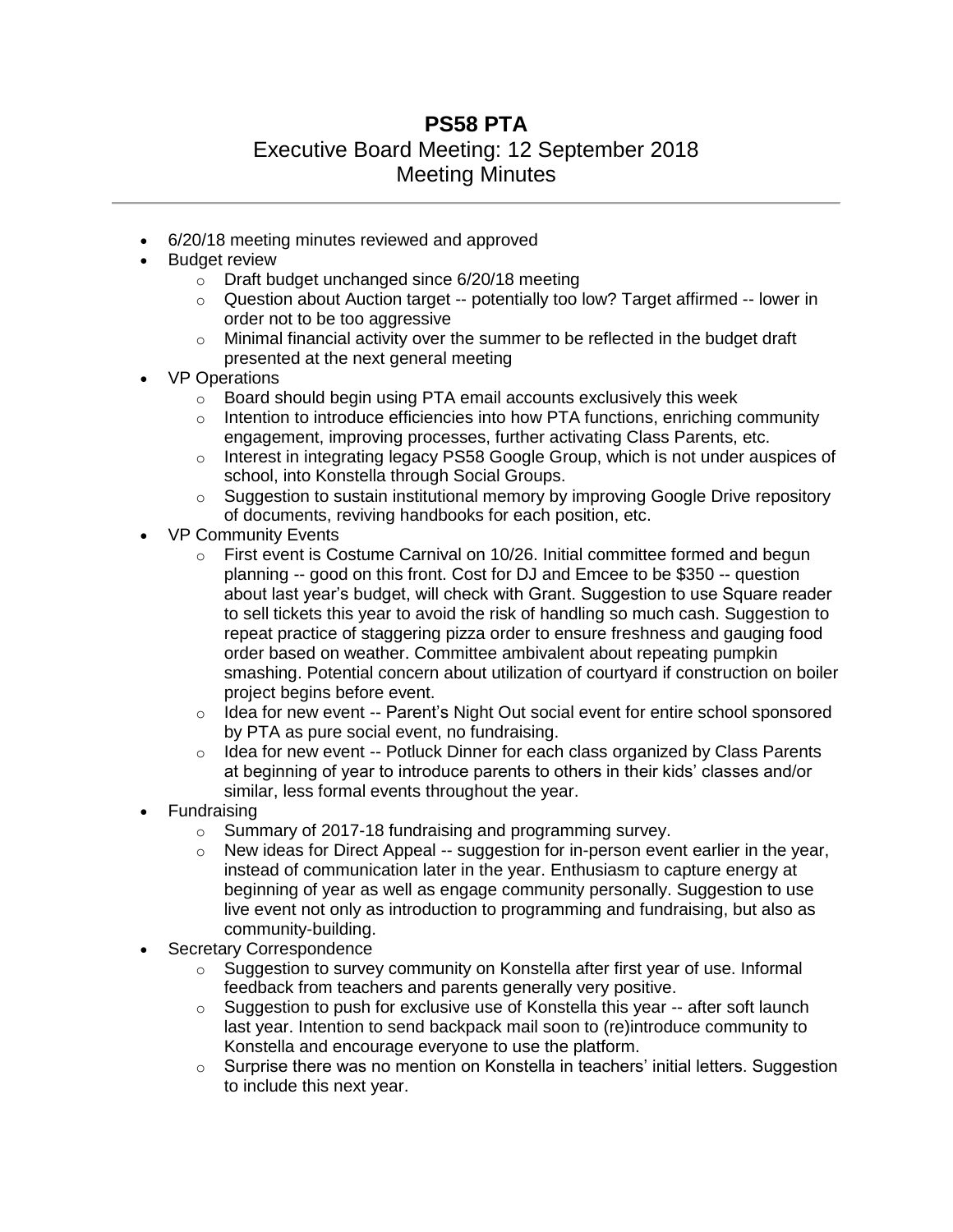# PS58 PTA

## Executive Board Meeting: 12 September 2018
## Meeting Minutes

---

- 6/20/18 meeting minutes reviewed and approved
- Budget review
  - Draft budget unchanged since 6/20/18 meeting
  - Question about Auction target -- potentially too low? Target affirmed -- lower in order not to be too aggressive
  - Minimal financial activity over the summer to be reflected in the budget draft presented at the next general meeting
- VP Operations
  - Board should begin using PTA email accounts exclusively this week
  - Intention to introduce efficiencies into how PTA functions, enriching community engagement, improving processes, further activating Class Parents, etc.
  - Interest in integrating legacy PS58 Google Group, which is not under auspices of school, into Konstella through Social Groups.
  - Suggestion to sustain institutional memory by improving Google Drive repository of documents, reviving handbooks for each position, etc.
- VP Community Events
  - First event is Costume Carnival on 10/26. Initial committee formed and begun planning -- good on this front. Cost for DJ and Emcee to be $350 -- question about last year's budget, will check with Grant. Suggestion to use Square reader to sell tickets this year to avoid the risk of handling so much cash. Suggestion to repeat practice of staggering pizza order to ensure freshness and gauging food order based on weather. Committee ambivalent about repeating pumpkin smashing. Potential concern about utilization of courtyard if construction on boiler project begins before event.
  - Idea for new event -- Parent's Night Out social event for entire school sponsored by PTA as pure social event, no fundraising.
  - Idea for new event -- Potluck Dinner for each class organized by Class Parents at beginning of year to introduce parents to others in their kids' classes and/or similar, less formal events throughout the year.
- Fundraising
  - Summary of 2017-18 fundraising and programming survey.
  - New ideas for Direct Appeal -- suggestion for in-person event earlier in the year, instead of communication later in the year. Enthusiasm to capture energy at beginning of year as well as engage community personally. Suggestion to use live event not only as introduction to programming and fundraising, but also as community-building.
- Secretary Correspondence
  - Suggestion to survey community on Konstella after first year of use. Informal feedback from teachers and parents generally very positive.
  - Suggestion to push for exclusive use of Konstella this year -- after soft launch last year. Intention to send backpack mail soon to (re)introduce community to Konstella and encourage everyone to use the platform.
  - Surprise there was no mention on Konstella in teachers' initial letters. Suggestion to include this next year.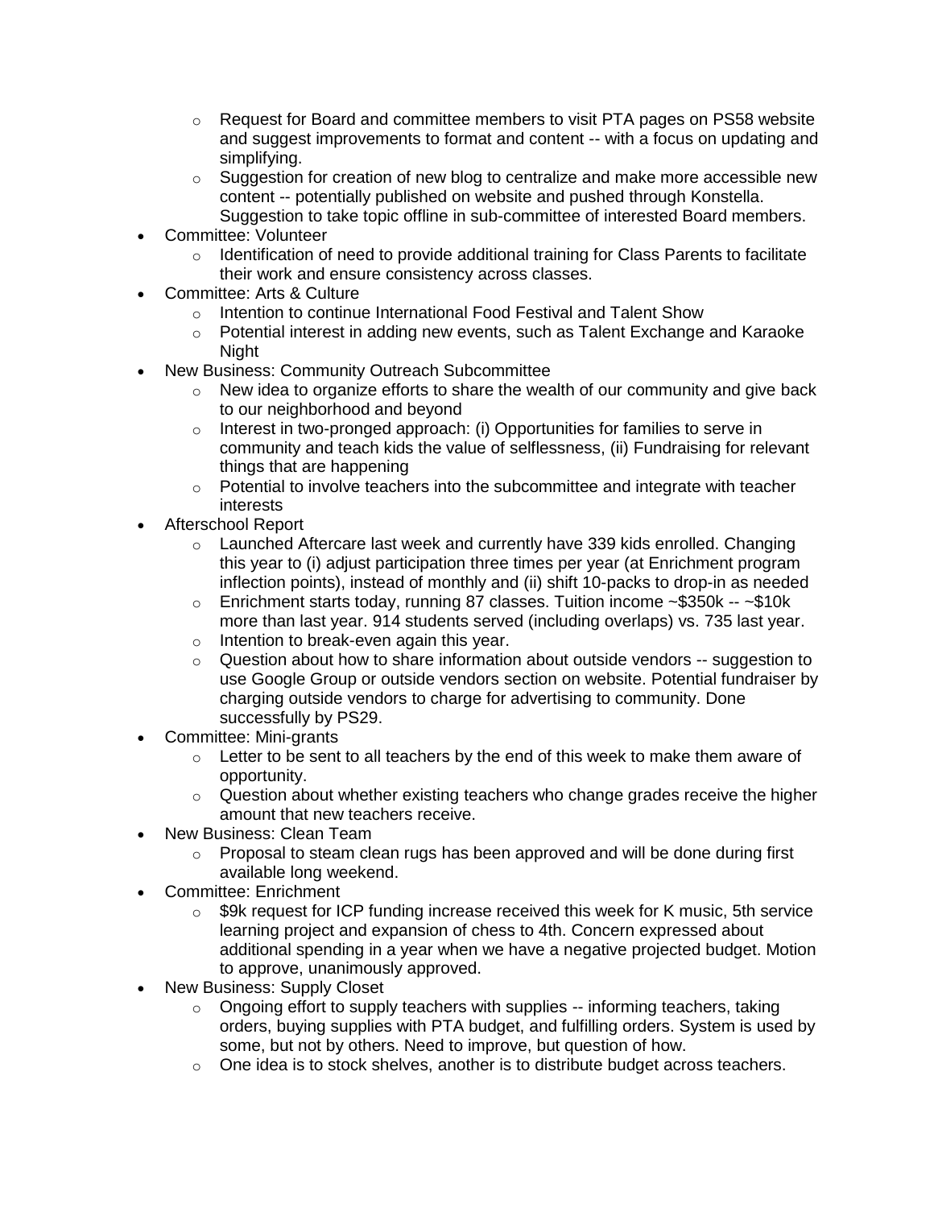- Request for Board and committee members to visit PTA pages on PS58 website and suggest improvements to format and content -- with a focus on updating and simplifying.
  - Suggestion for creation of new blog to centralize and make more accessible new content -- potentially published on website and pushed through Konstella. Suggestion to take topic offline in sub-committee of interested Board members.
- Committee: Volunteer
  - Identification of need to provide additional training for Class Parents to facilitate their work and ensure consistency across classes.
- Committee: Arts & Culture
  - Intention to continue International Food Festival and Talent Show
  - Potential interest in adding new events, such as Talent Exchange and Karaoke Night
- New Business: Community Outreach Subcommittee
  - New idea to organize efforts to share the wealth of our community and give back to our neighborhood and beyond
  - Interest in two-pronged approach: (i) Opportunities for families to serve in community and teach kids the value of selflessness, (ii) Fundraising for relevant things that are happening
  - Potential to involve teachers into the subcommittee and integrate with teacher interests
- Afterschool Report
  - Launched Aftercare last week and currently have 339 kids enrolled. Changing this year to (i) adjust participation three times per year (at Enrichment program inflection points), instead of monthly and (ii) shift 10-packs to drop-in as needed
  - Enrichment starts today, running 87 classes. Tuition income ~$350k -- ~$10k more than last year. 914 students served (including overlaps) vs. 735 last year.
  - Intention to break-even again this year.
  - Question about how to share information about outside vendors -- suggestion to use Google Group or outside vendors section on website. Potential fundraiser by charging outside vendors to charge for advertising to community. Done successfully by PS29.
- Committee: Mini-grants
  - Letter to be sent to all teachers by the end of this week to make them aware of opportunity.
  - Question about whether existing teachers who change grades receive the higher amount that new teachers receive.
- New Business: Clean Team
  - Proposal to steam clean rugs has been approved and will be done during first available long weekend.
- Committee: Enrichment
  - $9k request for ICP funding increase received this week for K music, 5th service learning project and expansion of chess to 4th. Concern expressed about additional spending in a year when we have a negative projected budget. Motion to approve, unanimously approved.
- New Business: Supply Closet
  - Ongoing effort to supply teachers with supplies -- informing teachers, taking orders, buying supplies with PTA budget, and fulfilling orders. System is used by some, but not by others. Need to improve, but question of how.
  - One idea is to stock shelves, another is to distribute budget across teachers.